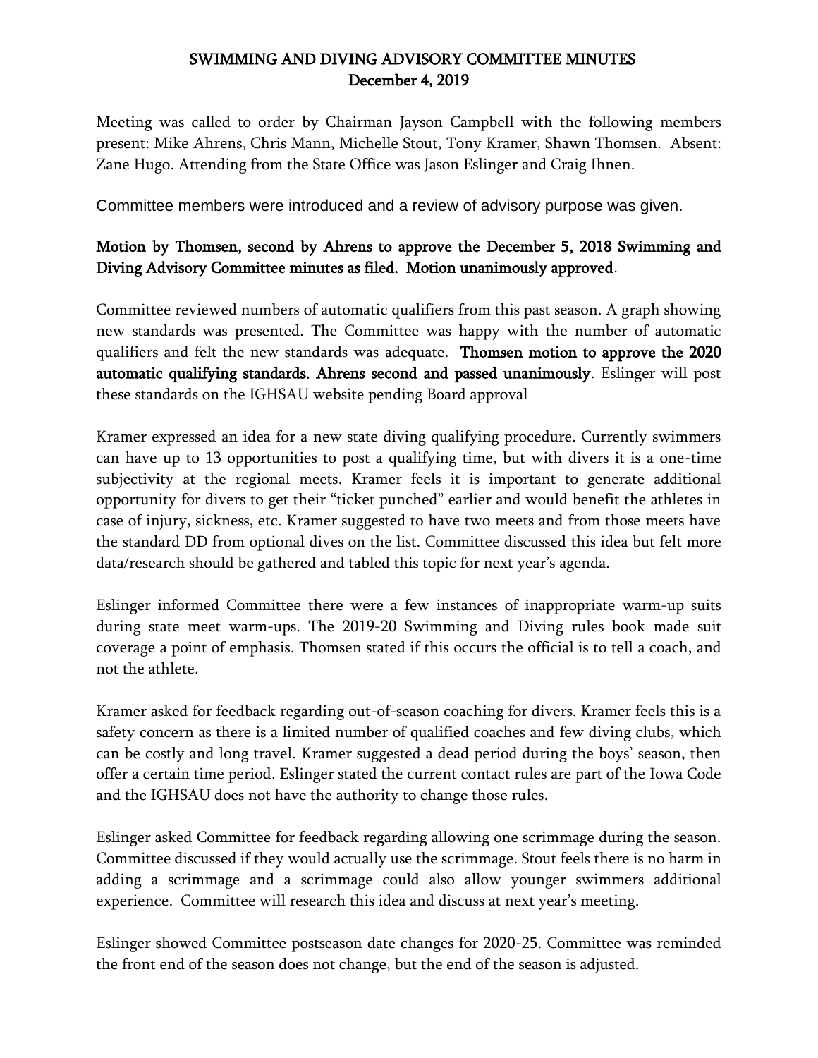# SWIMMING AND DIVING ADVISORY COMMITTEE MINUTES
## December 4, 2019

Meeting was called to order by Chairman Jayson Campbell with the following members present: Mike Ahrens, Chris Mann, Michelle Stout, Tony Kramer, Shawn Thomsen. Absent: Zane Hugo. Attending from the State Office was Jason Eslinger and Craig Ihnen.

Committee members were introduced and a review of advisory purpose was given.

**Motion by Thomsen, second by Ahrens to approve the December 5, 2018 Swimming and Diving Advisory Committee minutes as filed. Motion unanimously approved**.

Committee reviewed numbers of automatic qualifiers from this past season. A graph showing new standards was presented. The Committee was happy with the number of automatic qualifiers and felt the new standards was adequate. **Thomsen motion to approve the 2020 automatic qualifying standards. Ahrens second and passed unanimously**. Eslinger will post these standards on the IGHSAU website pending Board approval

Kramer expressed an idea for a new state diving qualifying procedure. Currently swimmers can have up to 13 opportunities to post a qualifying time, but with divers it is a one-time subjectivity at the regional meets. Kramer feels it is important to generate additional opportunity for divers to get their "ticket punched" earlier and would benefit the athletes in case of injury, sickness, etc. Kramer suggested to have two meets and from those meets have the standard DD from optional dives on the list. Committee discussed this idea but felt more data/research should be gathered and tabled this topic for next year's agenda.

Eslinger informed Committee there were a few instances of inappropriate warm-up suits during state meet warm-ups. The 2019-20 Swimming and Diving rules book made suit coverage a point of emphasis. Thomsen stated if this occurs the official is to tell a coach, and not the athlete.

Kramer asked for feedback regarding out-of-season coaching for divers. Kramer feels this is a safety concern as there is a limited number of qualified coaches and few diving clubs, which can be costly and long travel. Kramer suggested a dead period during the boys' season, then offer a certain time period. Eslinger stated the current contact rules are part of the Iowa Code and the IGHSAU does not have the authority to change those rules.

Eslinger asked Committee for feedback regarding allowing one scrimmage during the season. Committee discussed if they would actually use the scrimmage. Stout feels there is no harm in adding a scrimmage and a scrimmage could also allow younger swimmers additional experience. Committee will research this idea and discuss at next year's meeting.

Eslinger showed Committee postseason date changes for 2020-25. Committee was reminded the front end of the season does not change, but the end of the season is adjusted.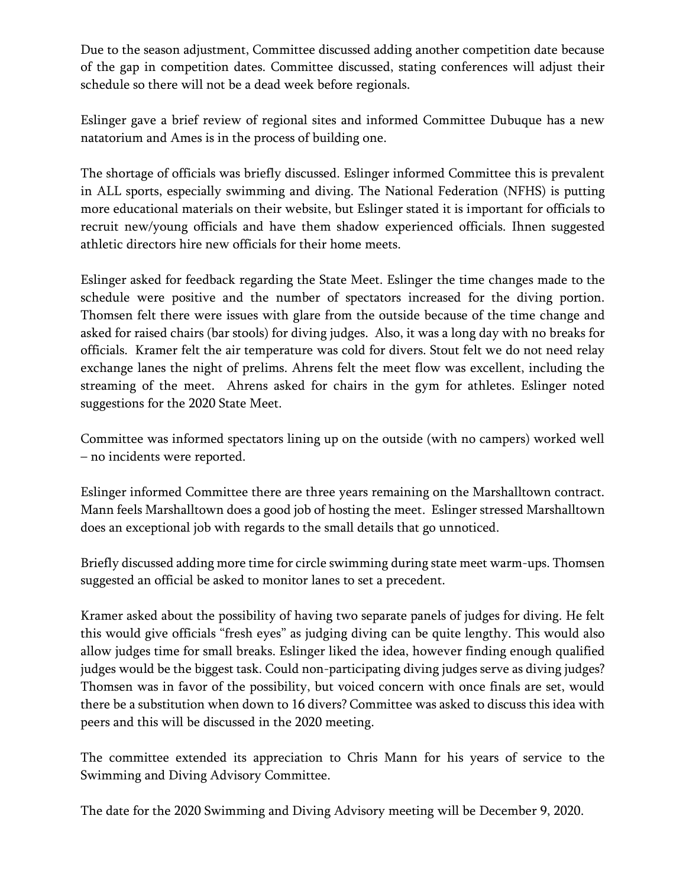Due to the season adjustment, Committee discussed adding another competition date because of the gap in competition dates. Committee discussed, stating conferences will adjust their schedule so there will not be a dead week before regionals.

Eslinger gave a brief review of regional sites and informed Committee Dubuque has a new natatorium and Ames is in the process of building one.

The shortage of officials was briefly discussed. Eslinger informed Committee this is prevalent in ALL sports, especially swimming and diving. The National Federation (NFHS) is putting more educational materials on their website, but Eslinger stated it is important for officials to recruit new/young officials and have them shadow experienced officials. Ihnen suggested athletic directors hire new officials for their home meets.

Eslinger asked for feedback regarding the State Meet. Eslinger the time changes made to the schedule were positive and the number of spectators increased for the diving portion. Thomsen felt there were issues with glare from the outside because of the time change and asked for raised chairs (bar stools) for diving judges. Also, it was a long day with no breaks for officials. Kramer felt the air temperature was cold for divers. Stout felt we do not need relay exchange lanes the night of prelims. Ahrens felt the meet flow was excellent, including the streaming of the meet. Ahrens asked for chairs in the gym for athletes. Eslinger noted suggestions for the 2020 State Meet.

Committee was informed spectators lining up on the outside (with no campers) worked well – no incidents were reported.

Eslinger informed Committee there are three years remaining on the Marshalltown contract. Mann feels Marshalltown does a good job of hosting the meet. Eslinger stressed Marshalltown does an exceptional job with regards to the small details that go unnoticed.

Briefly discussed adding more time for circle swimming during state meet warm-ups. Thomsen suggested an official be asked to monitor lanes to set a precedent.

Kramer asked about the possibility of having two separate panels of judges for diving. He felt this would give officials "fresh eyes" as judging diving can be quite lengthy. This would also allow judges time for small breaks. Eslinger liked the idea, however finding enough qualified judges would be the biggest task. Could non-participating diving judges serve as diving judges? Thomsen was in favor of the possibility, but voiced concern with once finals are set, would there be a substitution when down to 16 divers? Committee was asked to discuss this idea with peers and this will be discussed in the 2020 meeting.

The committee extended its appreciation to Chris Mann for his years of service to the Swimming and Diving Advisory Committee.

The date for the 2020 Swimming and Diving Advisory meeting will be December 9, 2020.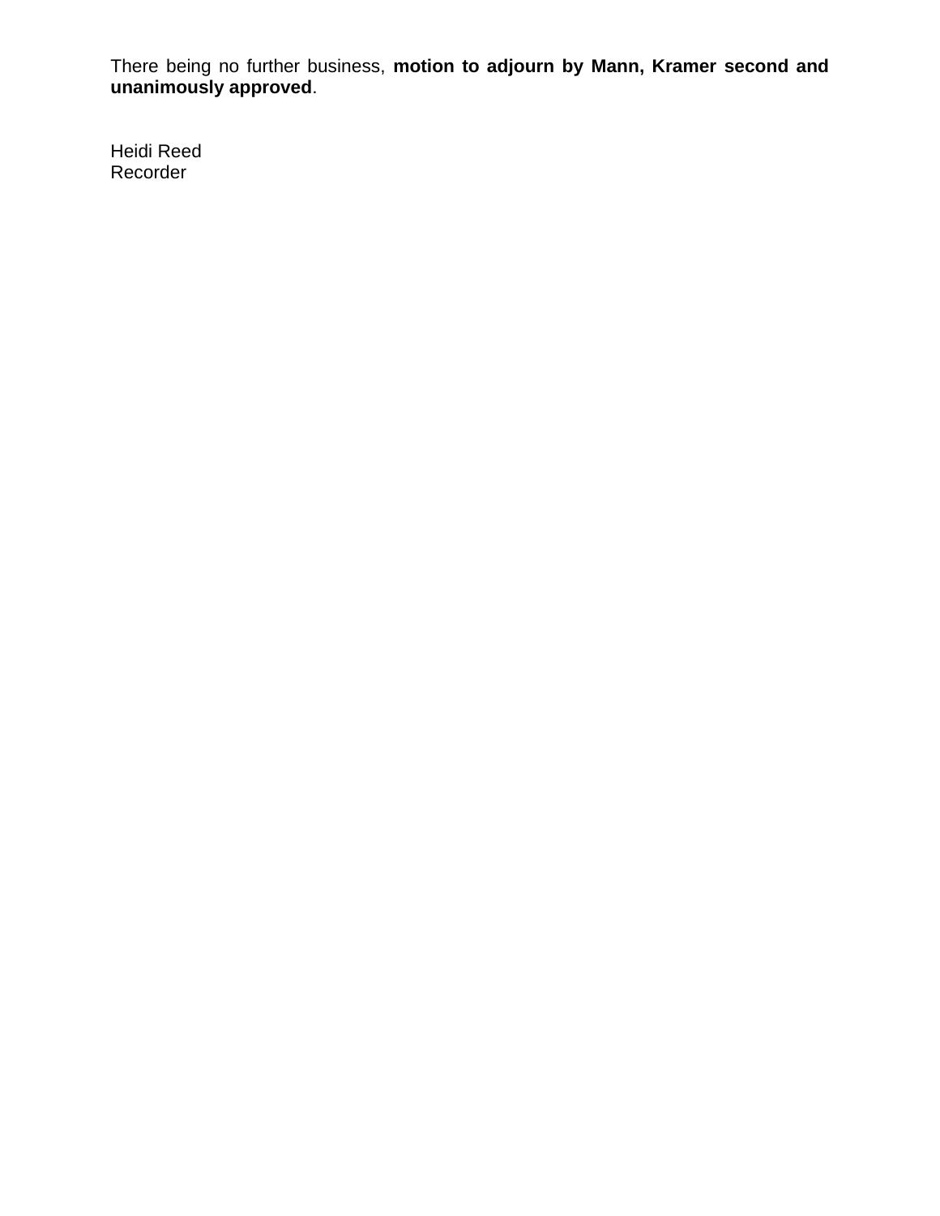There being no further business, **motion to adjourn by Mann, Kramer second and unanimously approved**.

Heidi Reed
Recorder